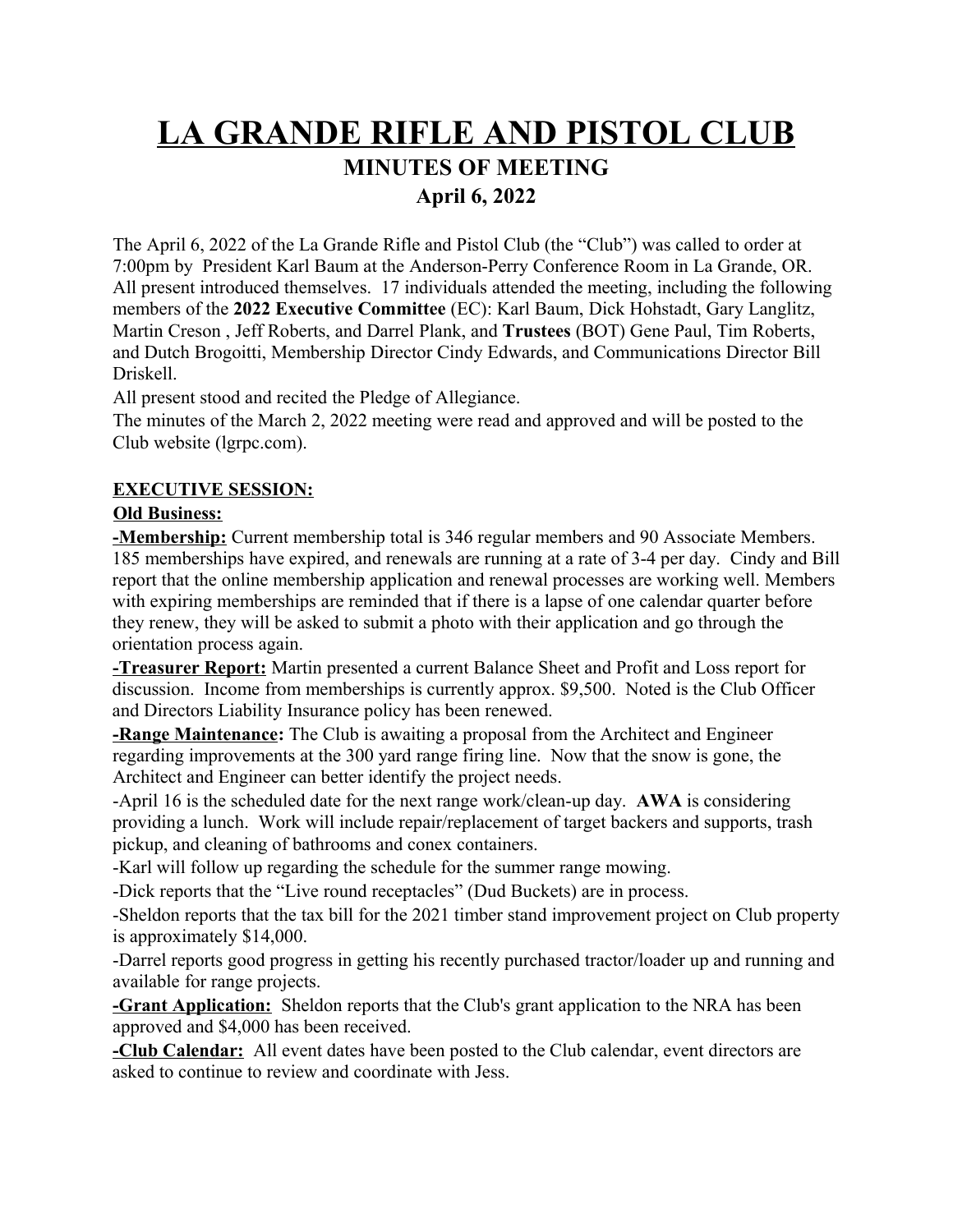# LA GRANDE RIFLE AND PISTOL CLUB

## MINUTES OF MEETING

## April 6, 2022

The April 6, 2022 of the La Grande Rifle and Pistol Club (the "Club") was called to order at 7:00pm by President Karl Baum at the Anderson-Perry Conference Room in La Grande, OR. All present introduced themselves. 17 individuals attended the meeting, including the following members of the **2022 Executive Committee** (EC): Karl Baum, Dick Hohstadt, Gary Langlitz, Martin Creson , Jeff Roberts, and Darrel Plank, and **Trustees** (BOT) Gene Paul, Tim Roberts, and Dutch Brogoitti, Membership Director Cindy Edwards, and Communications Director Bill Driskell.

All present stood and recited the Pledge of Allegiance.

The minutes of the March 2, 2022 meeting were read and approved and will be posted to the Club website (lgrpc.com).

**EXECUTIVE SESSION:**

**Old Business:**

**-Membership:** Current membership total is 346 regular members and 90 Associate Members. 185 memberships have expired, and renewals are running at a rate of 3-4 per day. Cindy and Bill report that the online membership application and renewal processes are working well. Members with expiring memberships are reminded that if there is a lapse of one calendar quarter before they renew, they will be asked to submit a photo with their application and go through the orientation process again.

**-Treasurer Report:** Martin presented a current Balance Sheet and Profit and Loss report for discussion. Income from memberships is currently approx. $9,500. Noted is the Club Officer and Directors Liability Insurance policy has been renewed.

**-Range Maintenance:** The Club is awaiting a proposal from the Architect and Engineer regarding improvements at the 300 yard range firing line. Now that the snow is gone, the Architect and Engineer can better identify the project needs.

-April 16 is the scheduled date for the next range work/clean-up day. **AWA** is considering providing a lunch. Work will include repair/replacement of target backers and supports, trash pickup, and cleaning of bathrooms and conex containers.

-Karl will follow up regarding the schedule for the summer range mowing.

-Dick reports that the "Live round receptacles" (Dud Buckets) are in process.

-Sheldon reports that the tax bill for the 2021 timber stand improvement project on Club property is approximately $14,000.

-Darrel reports good progress in getting his recently purchased tractor/loader up and running and available for range projects.

**-Grant Application:** Sheldon reports that the Club's grant application to the NRA has been approved and $4,000 has been received.

**-Club Calendar:** All event dates have been posted to the Club calendar, event directors are asked to continue to review and coordinate with Jess.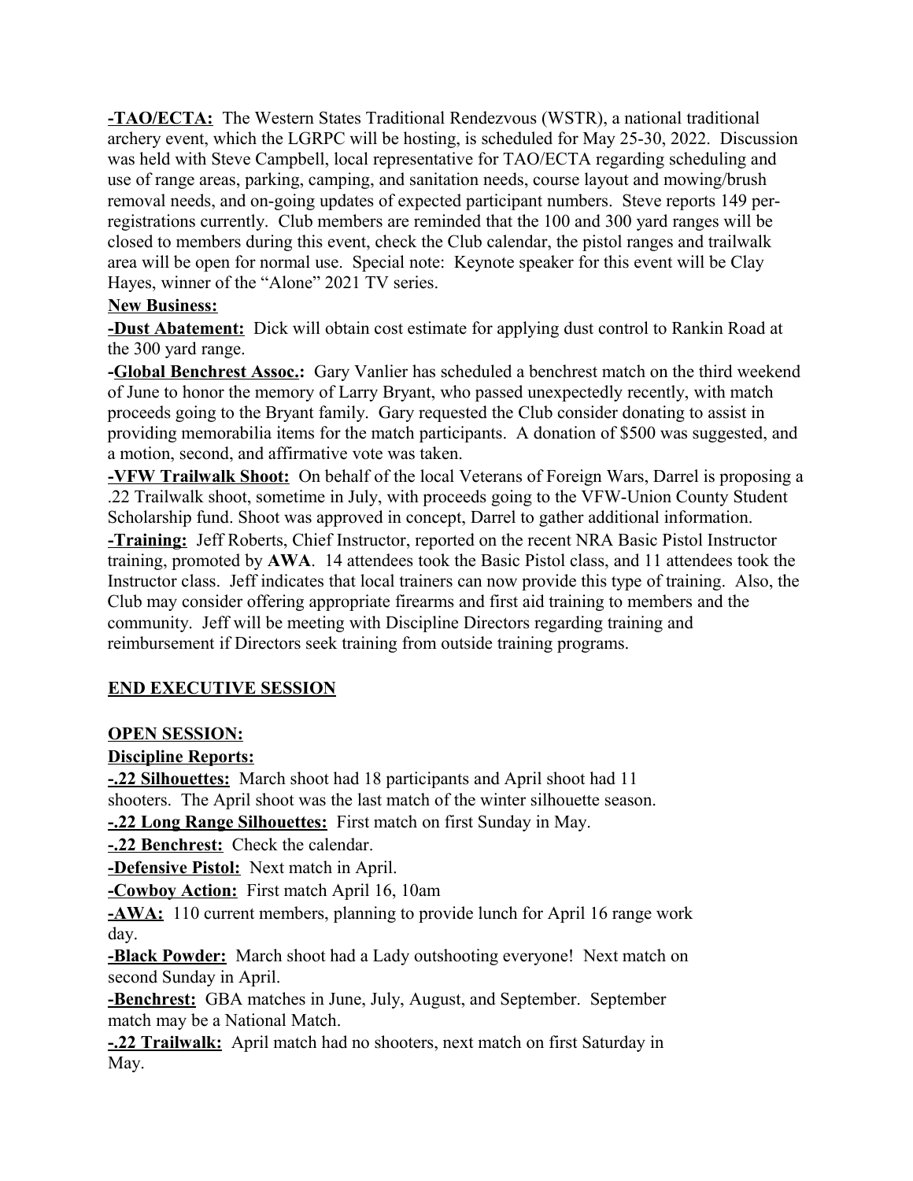**-TAO/ECTA:** The Western States Traditional Rendezvous (WSTR), a national traditional archery event, which the LGRPC will be hosting, is scheduled for May 25-30, 2022. Discussion was held with Steve Campbell, local representative for TAO/ECTA regarding scheduling and use of range areas, parking, camping, and sanitation needs, course layout and mowing/brush removal needs, and on-going updates of expected participant numbers. Steve reports 149 per-registrations currently. Club members are reminded that the 100 and 300 yard ranges will be closed to members during this event, check the Club calendar, the pistol ranges and trailwalk area will be open for normal use. Special note: Keynote speaker for this event will be Clay Hayes, winner of the "Alone" 2021 TV series.

**New Business:**

**-Dust Abatement:** Dick will obtain cost estimate for applying dust control to Rankin Road at the 300 yard range.

**-Global Benchrest Assoc.:** Gary Vanlier has scheduled a benchrest match on the third weekend of June to honor the memory of Larry Bryant, who passed unexpectedly recently, with match proceeds going to the Bryant family. Gary requested the Club consider donating to assist in providing memorabilia items for the match participants. A donation of $500 was suggested, and a motion, second, and affirmative vote was taken.

**-VFW Trailwalk Shoot:** On behalf of the local Veterans of Foreign Wars, Darrel is proposing a .22 Trailwalk shoot, sometime in July, with proceeds going to the VFW-Union County Student Scholarship fund. Shoot was approved in concept, Darrel to gather additional information.

**-Training:** Jeff Roberts, Chief Instructor, reported on the recent NRA Basic Pistol Instructor training, promoted by **AWA**. 14 attendees took the Basic Pistol class, and 11 attendees took the Instructor class. Jeff indicates that local trainers can now provide this type of training. Also, the Club may consider offering appropriate firearms and first aid training to members and the community. Jeff will be meeting with Discipline Directors regarding training and reimbursement if Directors seek training from outside training programs.

**END EXECUTIVE SESSION**

**OPEN SESSION:**

**Discipline Reports:**

**-.22 Silhouettes:** March shoot had 18 participants and April shoot had 11 shooters. The April shoot was the last match of the winter silhouette season.

**-.22 Long Range Silhouettes:** First match on first Sunday in May.

**-.22 Benchrest:** Check the calendar.

**-Defensive Pistol:** Next match in April.

**-Cowboy Action:** First match April 16, 10am

**-AWA:** 110 current members, planning to provide lunch for April 16 range work day.

**-Black Powder:** March shoot had a Lady outshooting everyone! Next match on second Sunday in April.

**-Benchrest:** GBA matches in June, July, August, and September. September match may be a National Match.

**-.22 Trailwalk:** April match had no shooters, next match on first Saturday in May.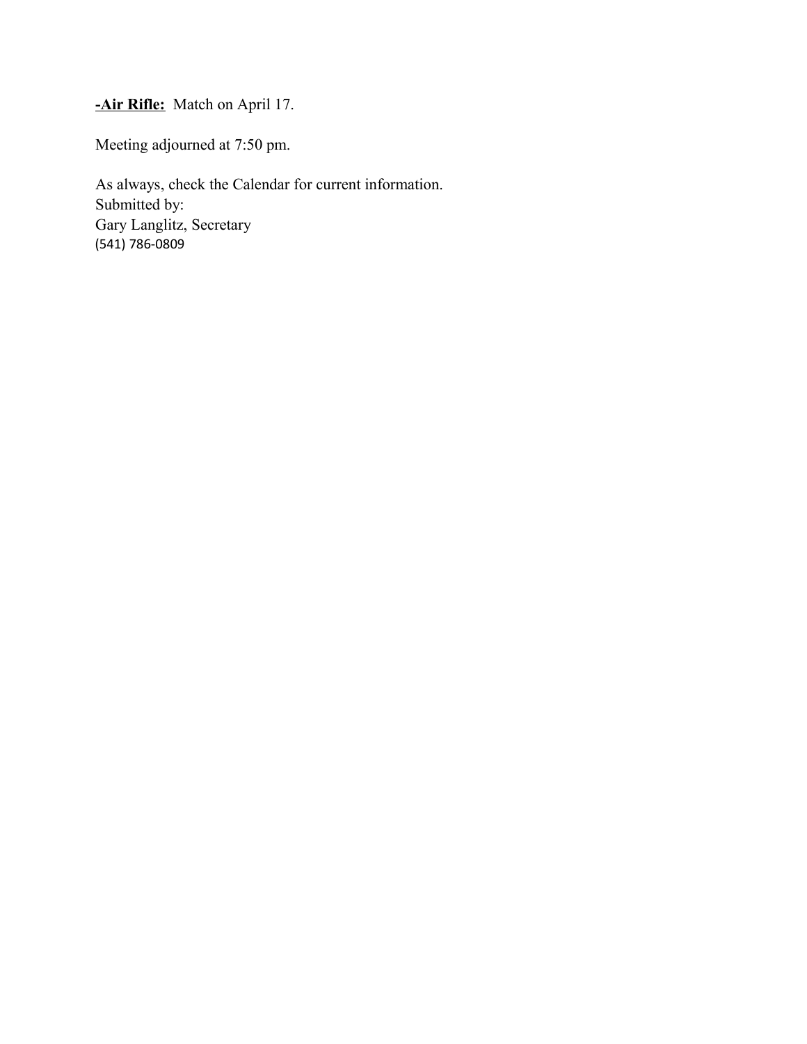**-Air Rifle:** Match on April 17.

Meeting adjourned at 7:50 pm.

As always, check the Calendar for current information.
Submitted by:
Gary Langlitz, Secretary
(541) 786-0809